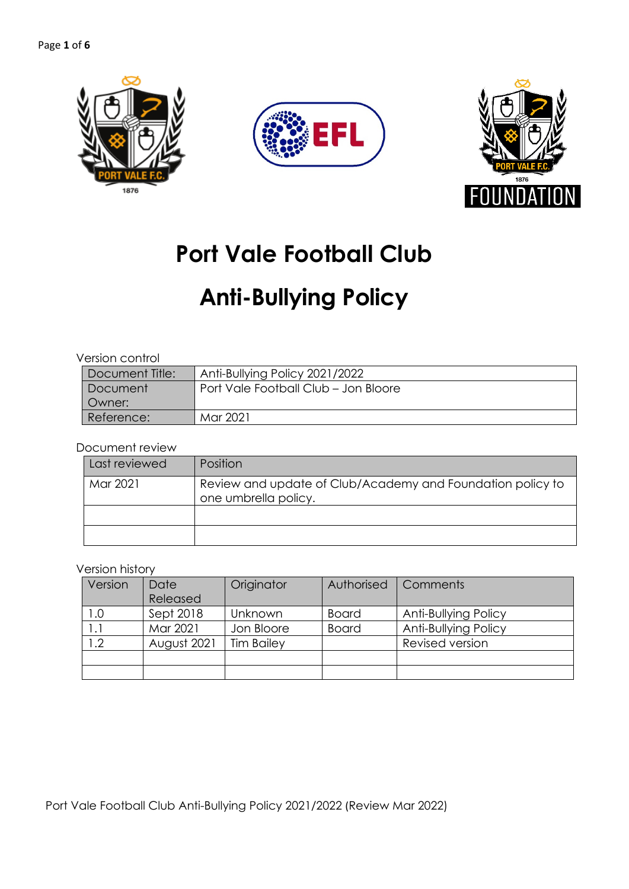# Port Vale Football Club

# Anti-Bullying Policy

Version control

| Document Title: | Anti-Bullying Policy 2021/2022 |
|---|---|
| Document Owner: | Port Vale Football Club – Jon Bloore |
| Reference: | Mar 2021 |

Document review

| Last reviewed | Position |
|---|---|
| Mar 2021 | Review and update of Club/Academy and Foundation policy to one umbrella policy. |
| | |
| | |

Version history

| Version | Date Released | Originator | Authorised | Comments |
|---|---|---|---|---|
| 1.0 | Sept 2018 | Unknown | Board | Anti-Bullying Policy |
| 1.1 | Mar 2021 | Jon Bloore | Board | Anti-Bullying Policy |
| 1.2 | August 2021 | Tim Bailey | | Revised version |
| | | | | |
| | | | | |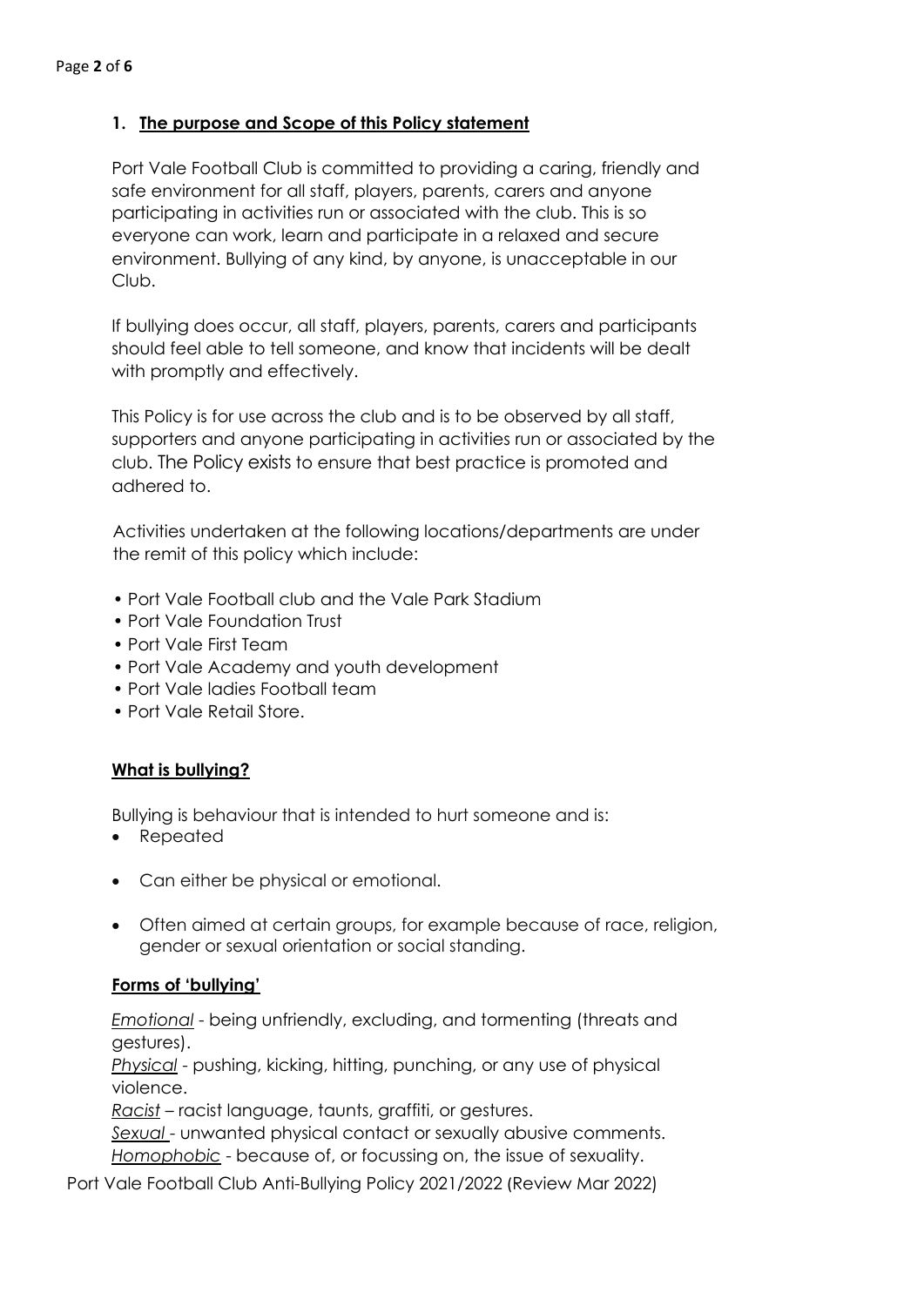## 1. The purpose and Scope of this Policy statement

Port Vale Football Club is committed to providing a caring, friendly and safe environment for all staff, players, parents, carers and anyone participating in activities run or associated with the club. This is so everyone can work, learn and participate in a relaxed and secure environment. Bullying of any kind, by anyone, is unacceptable in our Club.

If bullying does occur, all staff, players, parents, carers and participants should feel able to tell someone, and know that incidents will be dealt with promptly and effectively.

This Policy is for use across the club and is to be observed by all staff, supporters and anyone participating in activities run or associated by the club. The Policy exists to ensure that best practice is promoted and adhered to.

Activities undertaken at the following locations/departments are under the remit of this policy which include:

- Port Vale Football club and the Vale Park Stadium
- Port Vale Foundation Trust
- Port Vale First Team
- Port Vale Academy and youth development
- Port Vale ladies Football team
- Port Vale Retail Store.

### What is bullying?

Bullying is behaviour that is intended to hurt someone and is:

- Repeated
- Can either be physical or emotional.
- Often aimed at certain groups, for example because of race, religion, gender or sexual orientation or social standing.

### Forms of 'bullying'

*Emotional* - being unfriendly, excluding, and tormenting (threats and gestures).
*Physical* - pushing, kicking, hitting, punching, or any use of physical violence.
*Racist* – racist language, taunts, graffiti, or gestures.
*Sexual* - unwanted physical contact or sexually abusive comments.
*Homophobic* - because of, or focussing on, the issue of sexuality.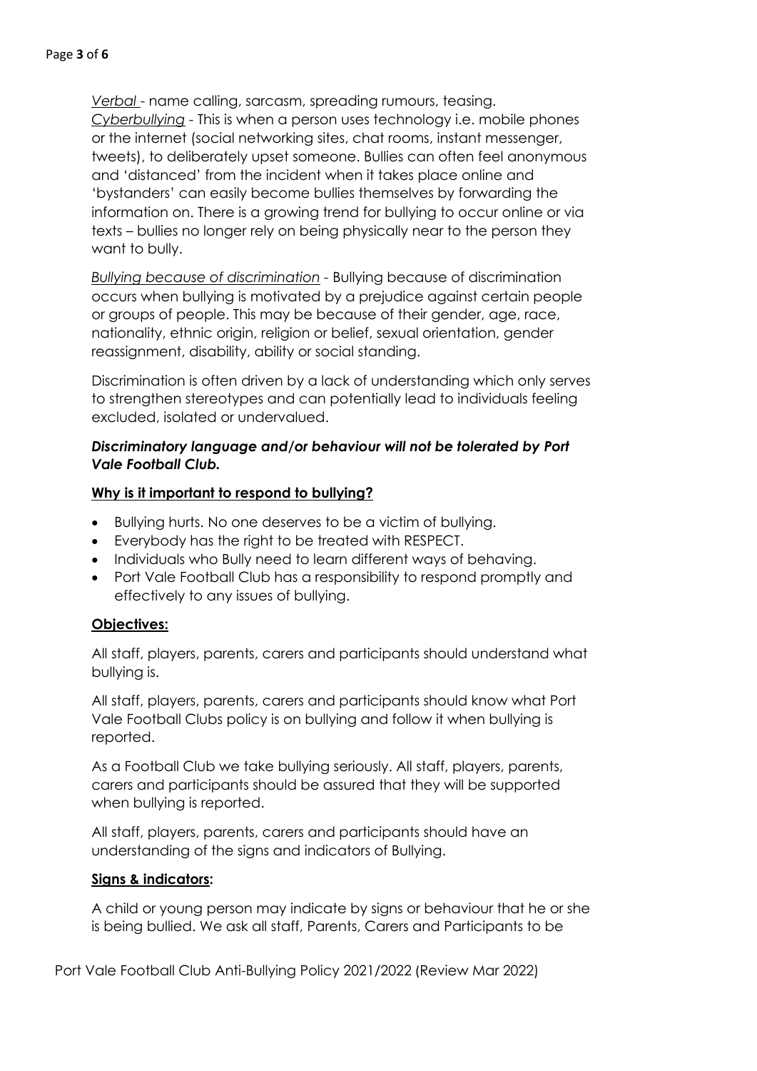*Verbal* - name calling, sarcasm, spreading rumours, teasing.
*Cyberbullying* - This is when a person uses technology i.e. mobile phones or the internet (social networking sites, chat rooms, instant messenger, tweets), to deliberately upset someone. Bullies can often feel anonymous and 'distanced' from the incident when it takes place online and 'bystanders' can easily become bullies themselves by forwarding the information on. There is a growing trend for bullying to occur online or via texts – bullies no longer rely on being physically near to the person they want to bully.

*Bullying because of discrimination* - Bullying because of discrimination occurs when bullying is motivated by a prejudice against certain people or groups of people. This may be because of their gender, age, race, nationality, ethnic origin, religion or belief, sexual orientation, gender reassignment, disability, ability or social standing.

Discrimination is often driven by a lack of understanding which only serves to strengthen stereotypes and can potentially lead to individuals feeling excluded, isolated or undervalued.

***Discriminatory language and/or behaviour will not be tolerated by Port Vale Football Club.***

**Why is it important to respond to bullying?**

- Bullying hurts. No one deserves to be a victim of bullying.
- Everybody has the right to be treated with RESPECT.
- Individuals who Bully need to learn different ways of behaving.
- Port Vale Football Club has a responsibility to respond promptly and effectively to any issues of bullying.

**Objectives:**

All staff, players, parents, carers and participants should understand what bullying is.

All staff, players, parents, carers and participants should know what Port Vale Football Clubs policy is on bullying and follow it when bullying is reported.

As a Football Club we take bullying seriously. All staff, players, parents, carers and participants should be assured that they will be supported when bullying is reported.

All staff, players, parents, carers and participants should have an understanding of the signs and indicators of Bullying.

**Signs & indicators:**

A child or young person may indicate by signs or behaviour that he or she is being bullied. We ask all staff, Parents, Carers and Participants to be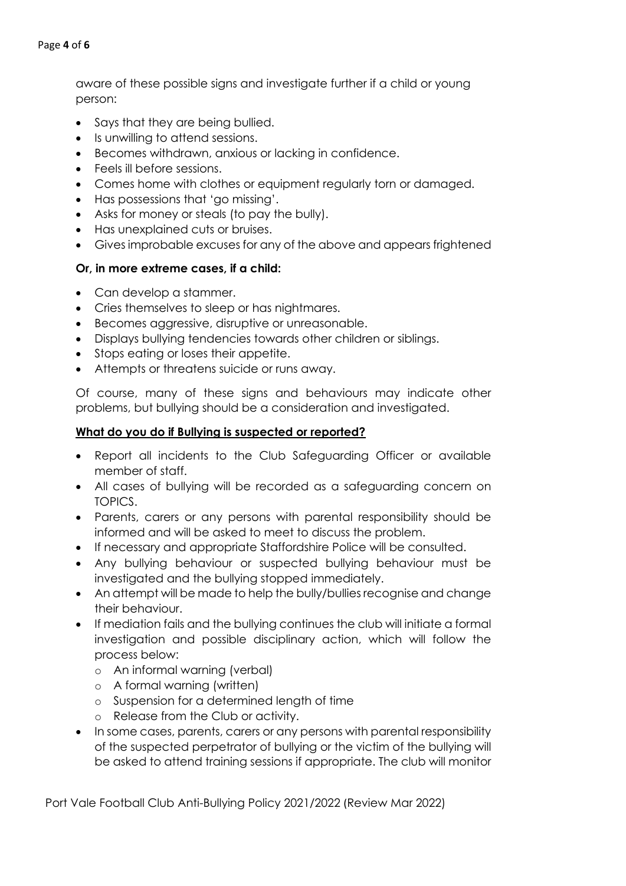aware of these possible signs and investigate further if a child or young person:

- Says that they are being bullied.
- Is unwilling to attend sessions.
- Becomes withdrawn, anxious or lacking in confidence.
- Feels ill before sessions.
- Comes home with clothes or equipment regularly torn or damaged.
- Has possessions that 'go missing'.
- Asks for money or steals (to pay the bully).
- Has unexplained cuts or bruises.
- Gives improbable excuses for any of the above and appears frightened

**Or, in more extreme cases, if a child:**

- Can develop a stammer.
- Cries themselves to sleep or has nightmares.
- Becomes aggressive, disruptive or unreasonable.
- Displays bullying tendencies towards other children or siblings.
- Stops eating or loses their appetite.
- Attempts or threatens suicide or runs away.

Of course, many of these signs and behaviours may indicate other problems, but bullying should be a consideration and investigated.

**<u>What do you do if Bullying is suspected or reported?</u>**

- Report all incidents to the Club Safeguarding Officer or available member of staff.
- All cases of bullying will be recorded as a safeguarding concern on TOPICS.
- Parents, carers or any persons with parental responsibility should be informed and will be asked to meet to discuss the problem.
- If necessary and appropriate Staffordshire Police will be consulted.
- Any bullying behaviour or suspected bullying behaviour must be investigated and the bullying stopped immediately.
- An attempt will be made to help the bully/bullies recognise and change their behaviour.
- If mediation fails and the bullying continues the club will initiate a formal investigation and possible disciplinary action, which will follow the process below:
  - An informal warning (verbal)
  - A formal warning (written)
  - Suspension for a determined length of time
  - Release from the Club or activity.
- In some cases, parents, carers or any persons with parental responsibility of the suspected perpetrator of bullying or the victim of the bullying will be asked to attend training sessions if appropriate. The club will monitor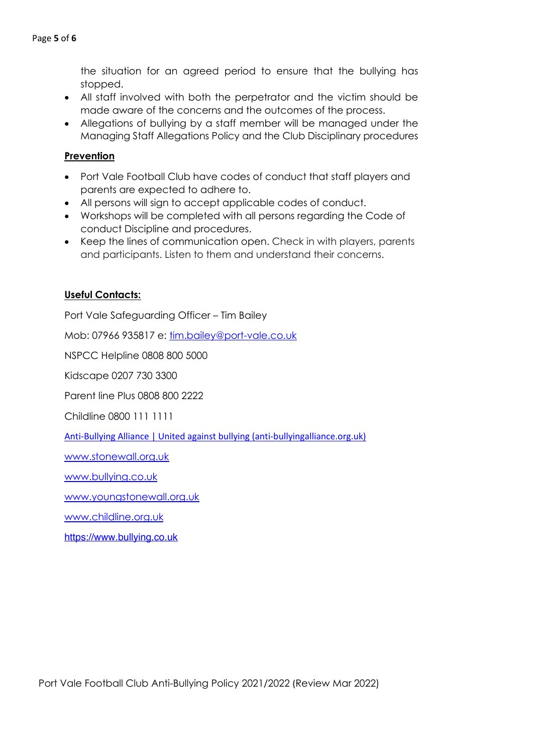the situation for an agreed period to ensure that the bullying has stopped.

- All staff involved with both the perpetrator and the victim should be made aware of the concerns and the outcomes of the process.
- Allegations of bullying by a staff member will be managed under the Managing Staff Allegations Policy and the Club Disciplinary procedures

**Prevention**

- Port Vale Football Club have codes of conduct that staff players and parents are expected to adhere to.
- All persons will sign to accept applicable codes of conduct.
- Workshops will be completed with all persons regarding the Code of conduct Discipline and procedures.
- Keep the lines of communication open. Check in with players, parents and participants. Listen to them and understand their concerns.

**Useful Contacts:**

Port Vale Safeguarding Officer – Tim Bailey

Mob: 07966 935817 e: tim.bailey@port-vale.co.uk

NSPCC Helpline 0808 800 5000

Kidscape 0207 730 3300

Parent line Plus 0808 800 2222

Childline 0800 111 1111

Anti-Bullying Alliance | United against bullying (anti-bullyingalliance.org.uk)

www.stonewall.org.uk

www.bullying.co.uk

www.youngstonewall.org.uk

www.childline.org.uk

https://www.bullying.co.uk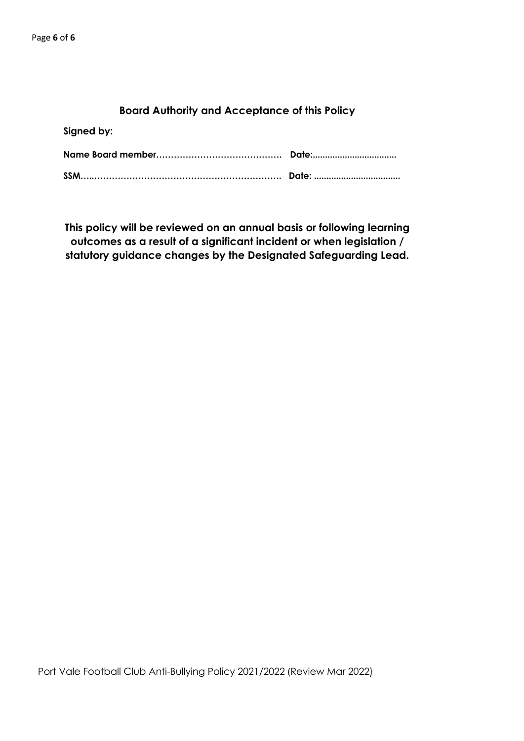## Board Authority and Acceptance of this Policy

**Signed by:**

**Name Board member……………………………………. Date:..................................**

**SSM…..…………………………………………………….. Date: ...................................**

**This policy will be reviewed on an annual basis or following learning outcomes as a result of a significant incident or when legislation / statutory guidance changes by the Designated Safeguarding Lead.**